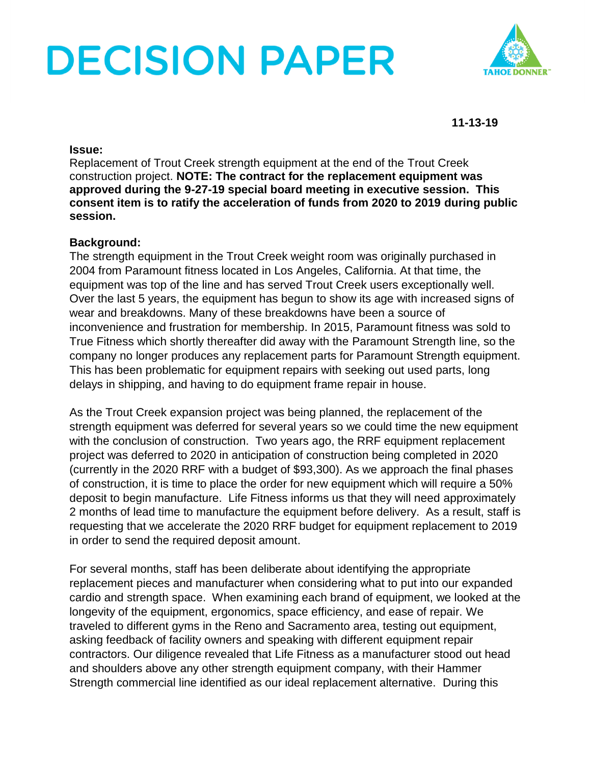# DECISION PAPER

**11-13-19**

**Issue:**
Replacement of Trout Creek strength equipment at the end of the Trout Creek construction project. **NOTE: The contract for the replacement equipment was approved during the 9-27-19 special board meeting in executive session. This consent item is to ratify the acceleration of funds from 2020 to 2019 during public session.**

**Background:**
The strength equipment in the Trout Creek weight room was originally purchased in 2004 from Paramount fitness located in Los Angeles, California. At that time, the equipment was top of the line and has served Trout Creek users exceptionally well. Over the last 5 years, the equipment has begun to show its age with increased signs of wear and breakdowns. Many of these breakdowns have been a source of inconvenience and frustration for membership. In 2015, Paramount fitness was sold to True Fitness which shortly thereafter did away with the Paramount Strength line, so the company no longer produces any replacement parts for Paramount Strength equipment. This has been problematic for equipment repairs with seeking out used parts, long delays in shipping, and having to do equipment frame repair in house.

As the Trout Creek expansion project was being planned, the replacement of the strength equipment was deferred for several years so we could time the new equipment with the conclusion of construction. Two years ago, the RRF equipment replacement project was deferred to 2020 in anticipation of construction being completed in 2020 (currently in the 2020 RRF with a budget of $93,300). As we approach the final phases of construction, it is time to place the order for new equipment which will require a 50% deposit to begin manufacture. Life Fitness informs us that they will need approximately 2 months of lead time to manufacture the equipment before delivery. As a result, staff is requesting that we accelerate the 2020 RRF budget for equipment replacement to 2019 in order to send the required deposit amount.

For several months, staff has been deliberate about identifying the appropriate replacement pieces and manufacturer when considering what to put into our expanded cardio and strength space. When examining each brand of equipment, we looked at the longevity of the equipment, ergonomics, space efficiency, and ease of repair. We traveled to different gyms in the Reno and Sacramento area, testing out equipment, asking feedback of facility owners and speaking with different equipment repair contractors. Our diligence revealed that Life Fitness as a manufacturer stood out head and shoulders above any other strength equipment company, with their Hammer Strength commercial line identified as our ideal replacement alternative. During this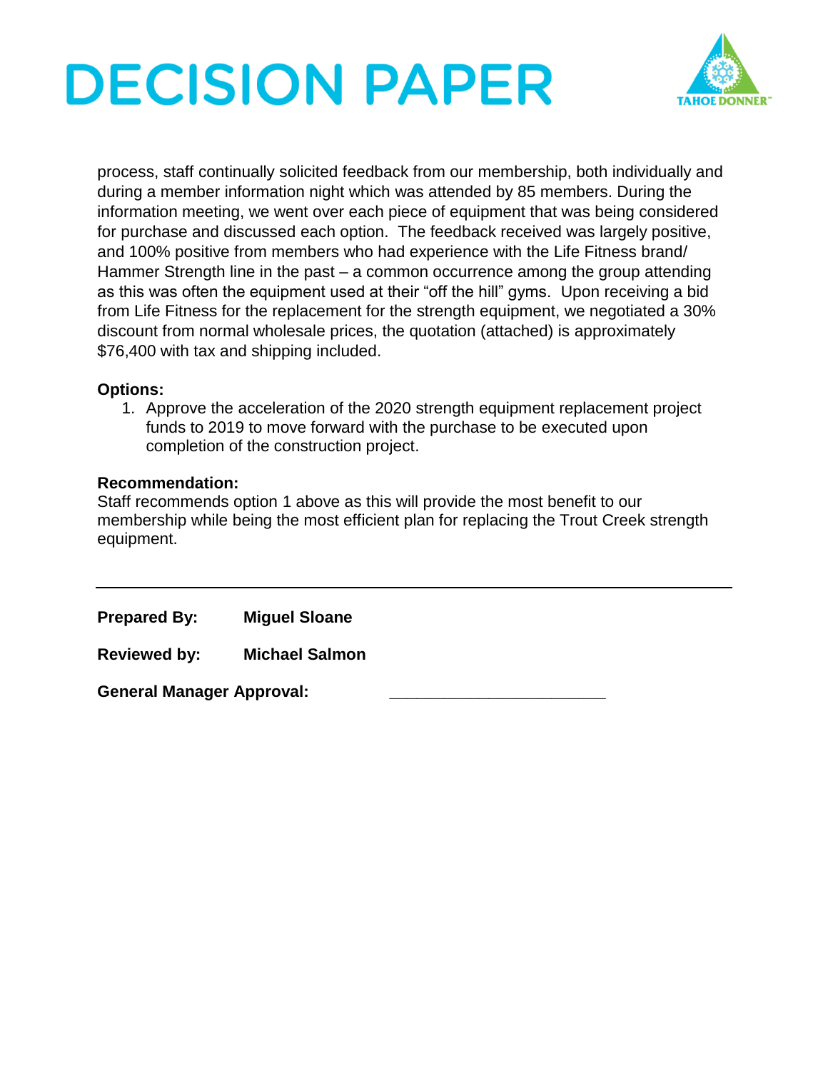process, staff continually solicited feedback from our membership, both individually and during a member information night which was attended by 85 members. During the information meeting, we went over each piece of equipment that was being considered for purchase and discussed each option. The feedback received was largely positive, and 100% positive from members who had experience with the Life Fitness brand/ Hammer Strength line in the past – a common occurrence among the group attending as this was often the equipment used at their "off the hill" gyms. Upon receiving a bid from Life Fitness for the replacement for the strength equipment, we negotiated a 30% discount from normal wholesale prices, the quotation (attached) is approximately $76,400 with tax and shipping included.

**Options:**

1. Approve the acceleration of the 2020 strength equipment replacement project funds to 2019 to move forward with the purchase to be executed upon completion of the construction project.

**Recommendation:**

Staff recommends option 1 above as this will provide the most benefit to our membership while being the most efficient plan for replacing the Trout Creek strength equipment.

---

**Prepared By:** **Miguel Sloane**

**Reviewed by:** **Michael Salmon**

**General Manager Approval:** ________________________